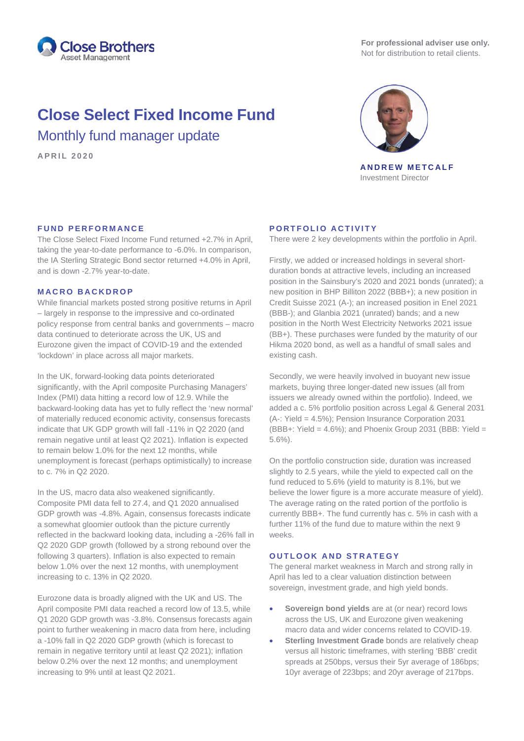Close Brothers
Asset Management

**For professional adviser use only.**
Not for distribution to retail clients.

# Close Select Fixed Income Fund

## Monthly fund manager update

APRIL 2020

**ANDREW METCALF**
Investment Director

### FUND PERFORMANCE

The Close Select Fixed Income Fund returned +2.7% in April, taking the year-to-date performance to -6.0%. In comparison, the IA Sterling Strategic Bond sector returned +4.0% in April, and is down -2.7% year-to-date.

### MACRO BACKDROP

While financial markets posted strong positive returns in April – largely in response to the impressive and co-ordinated policy response from central banks and governments – macro data continued to deteriorate across the UK, US and Eurozone given the impact of COVID-19 and the extended 'lockdown' in place across all major markets.

In the UK, forward-looking data points deteriorated significantly, with the April composite Purchasing Managers' Index (PMI) data hitting a record low of 12.9. While the backward-looking data has yet to fully reflect the 'new normal' of materially reduced economic activity, consensus forecasts indicate that UK GDP growth will fall -11% in Q2 2020 (and remain negative until at least Q2 2021). Inflation is expected to remain below 1.0% for the next 12 months, while unemployment is forecast (perhaps optimistically) to increase to c. 7% in Q2 2020.

In the US, macro data also weakened significantly. Composite PMI data fell to 27.4, and Q1 2020 annualised GDP growth was -4.8%. Again, consensus forecasts indicate a somewhat gloomier outlook than the picture currently reflected in the backward looking data, including a -26% fall in Q2 2020 GDP growth (followed by a strong rebound over the following 3 quarters). Inflation is also expected to remain below 1.0% over the next 12 months, with unemployment increasing to c. 13% in Q2 2020.

Eurozone data is broadly aligned with the UK and US. The April composite PMI data reached a record low of 13.5, while Q1 2020 GDP growth was -3.8%. Consensus forecasts again point to further weakening in macro data from here, including a -10% fall in Q2 2020 GDP growth (which is forecast to remain in negative territory until at least Q2 2021); inflation below 0.2% over the next 12 months; and unemployment increasing to 9% until at least Q2 2021.

### PORTFOLIO ACTIVITY

There were 2 key developments within the portfolio in April.

Firstly, we added or increased holdings in several short-duration bonds at attractive levels, including an increased position in the Sainsbury's 2020 and 2021 bonds (unrated); a new position in BHP Billiton 2022 (BBB+); a new position in Credit Suisse 2021 (A-); an increased position in Enel 2021 (BBB-); and Glanbia 2021 (unrated) bands; and a new position in the North West Electricity Networks 2021 issue (BB+). These purchases were funded by the maturity of our Hikma 2020 bond, as well as a handful of small sales and existing cash.

Secondly, we were heavily involved in buoyant new issue markets, buying three longer-dated new issues (all from issuers we already owned within the portfolio). Indeed, we added a c. 5% portfolio position across Legal & General 2031 (A-: Yield = 4.5%); Pension Insurance Corporation 2031 (BBB+: Yield = 4.6%); and Phoenix Group 2031 (BBB: Yield = 5.6%).

On the portfolio construction side, duration was increased slightly to 2.5 years, while the yield to expected call on the fund reduced to 5.6% (yield to maturity is 8.1%, but we believe the lower figure is a more accurate measure of yield). The average rating on the rated portion of the portfolio is currently BBB+. The fund currently has c. 5% in cash with a further 11% of the fund due to mature within the next 9 weeks.

### OUTLOOK AND STRATEGY

The general market weakness in March and strong rally in April has led to a clear valuation distinction between sovereign, investment grade, and high yield bonds.

- **Sovereign bond yields** are at (or near) record lows across the US, UK and Eurozone given weakening macro data and wider concerns related to COVID-19.
- **Sterling Investment Grade** bonds are relatively cheap versus all historic timeframes, with sterling 'BBB' credit spreads at 250bps, versus their 5yr average of 186bps; 10yr average of 223bps; and 20yr average of 217bps.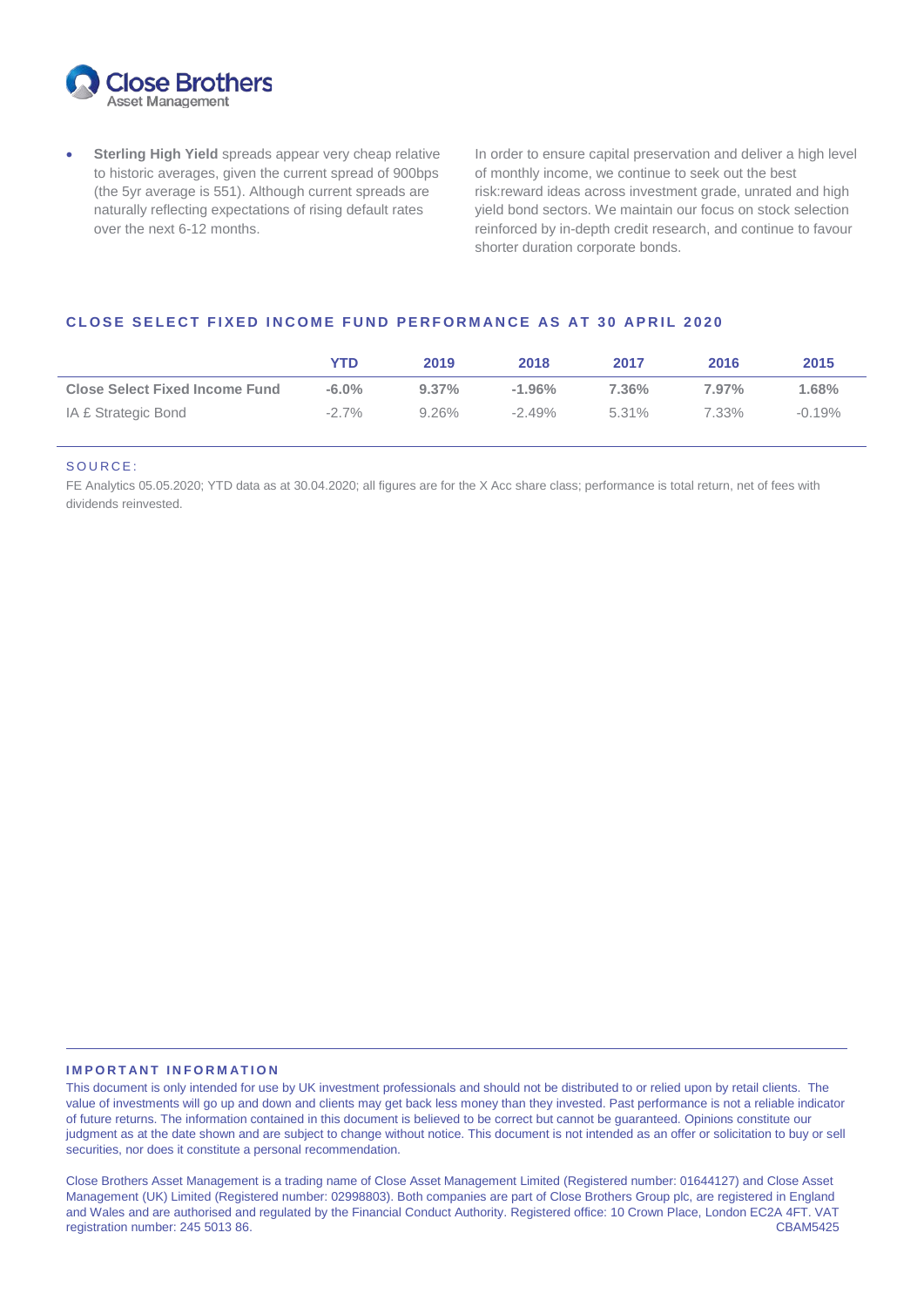- **Sterling High Yield** spreads appear very cheap relative to historic averages, given the current spread of 900bps (the 5yr average is 551). Although current spreads are naturally reflecting expectations of rising default rates over the next 6-12 months.

In order to ensure capital preservation and deliver a high level of monthly income, we continue to seek out the best risk:reward ideas across investment grade, unrated and high yield bond sectors. We maintain our focus on stock selection reinforced by in-depth credit research, and continue to favour shorter duration corporate bonds.

## CLOSE SELECT FIXED INCOME FUND PERFORMANCE AS AT 30 APRIL 2020

| | YTD | 2019 | 2018 | 2017 | 2016 | 2015 |
|---|---|---|---|---|---|---|
| **Close Select Fixed Income Fund** | **-6.0%** | **9.37%** | **-1.96%** | **7.36%** | **7.97%** | **1.68%** |
| IA £ Strategic Bond | -2.7% | 9.26% | -2.49% | 5.31% | 7.33% | -0.19% |

SOURCE:

FE Analytics 05.05.2020; YTD data as at 30.04.2020; all figures are for the X Acc share class; performance is total return, net of fees with dividends reinvested.

### IMPORTANT INFORMATION

This document is only intended for use by UK investment professionals and should not be distributed to or relied upon by retail clients. The value of investments will go up and down and clients may get back less money than they invested. Past performance is not a reliable indicator of future returns. The information contained in this document is believed to be correct but cannot be guaranteed. Opinions constitute our judgment as at the date shown and are subject to change without notice. This document is not intended as an offer or solicitation to buy or sell securities, nor does it constitute a personal recommendation.

Close Brothers Asset Management is a trading name of Close Asset Management Limited (Registered number: 01644127) and Close Asset Management (UK) Limited (Registered number: 02998803). Both companies are part of Close Brothers Group plc, are registered in England and Wales and are authorised and regulated by the Financial Conduct Authority. Registered office: 10 Crown Place, London EC2A 4FT. VAT registration number: 245 5013 86. CBAM5425